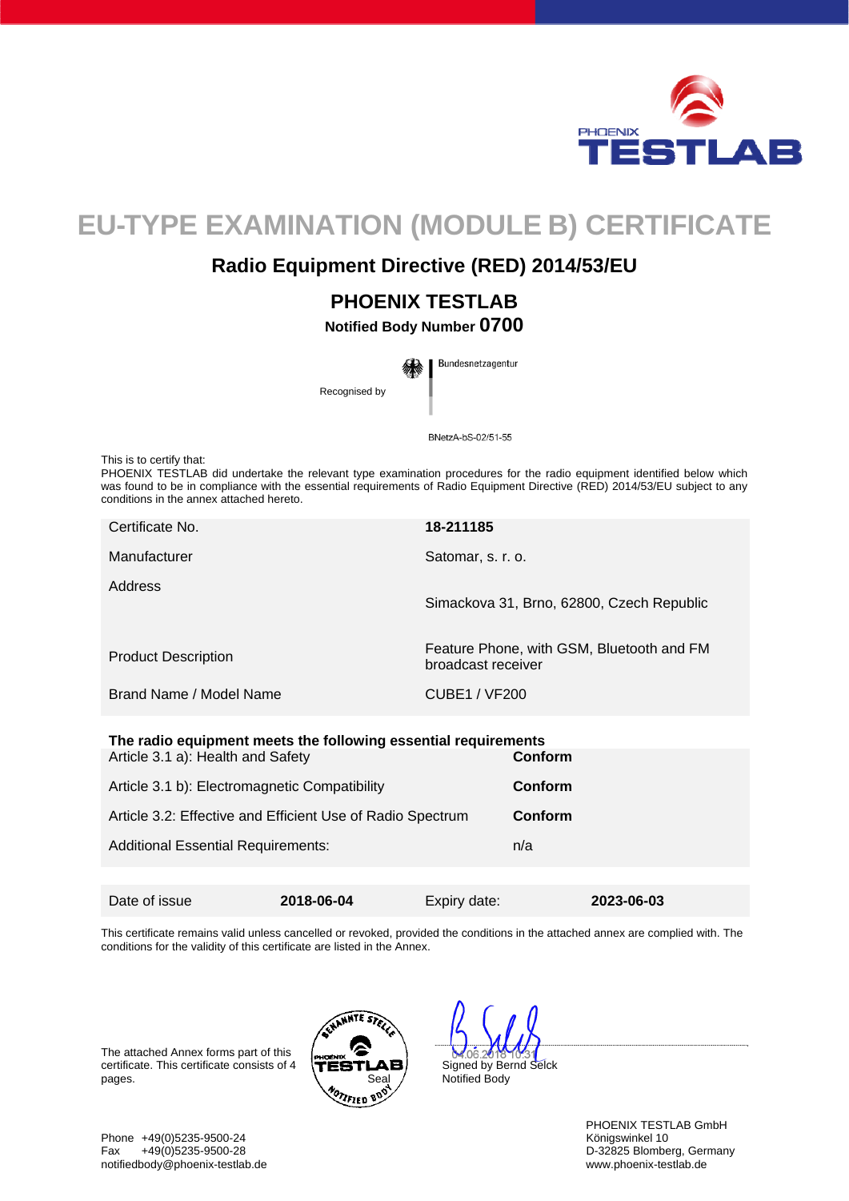# EU-TYPE EXAMINATION (MODULE B) CERTIFICATE

## Radio Equipment Directive (RED) 2014/53/EU

### PHOENIX TESTLAB

**Notified Body Number 0700**

Recognised by Bundesnetzagentur

BNetzA-bS-02/51-55

This is to certify that:
PHOENIX TESTLAB did undertake the relevant type examination procedures for the radio equipment identified below which was found to be in compliance with the essential requirements of Radio Equipment Directive (RED) 2014/53/EU subject to any conditions in the annex attached hereto.

| | |
|---|---|
| Certificate No. | **18-211185** |
| Manufacturer | Satomar, s. r. o. |
| Address | Simackova 31, Brno, 62800, Czech Republic |
| Product Description | Feature Phone, with GSM, Bluetooth and FM broadcast receiver |
| Brand Name / Model Name | CUBE1 / VF200 |

**The radio equipment meets the following essential requirements**

| | |
|---|---|
| Article 3.1 a): Health and Safety | **Conform** |
| Article 3.1 b): Electromagnetic Compatibility | **Conform** |
| Article 3.2: Effective and Efficient Use of Radio Spectrum | **Conform** |
| Additional Essential Requirements: | n/a |

| | | | |
|---|---|---|---|
| Date of issue | **2018-06-04** | Expiry date: | **2023-06-03** |

This certificate remains valid unless cancelled or revoked, provided the conditions in the attached annex are complied with. The conditions for the validity of this certificate are listed in the Annex.

The attached Annex forms part of this certificate. This certificate consists of 4 pages.

BENANNTE STELLE PHOENIX TESTLAB Seal NOTIFIED BODY

04.06.2018 10:31
Signed by Bernd Selck
Notified Body

Phone +49(0)5235-9500-24
Fax +49(0)5235-9500-28
notifiedbody@phoenix-testlab.de

PHOENIX TESTLAB GmbH
Königswinkel 10
D-32825 Blomberg, Germany
www.phoenix-testlab.de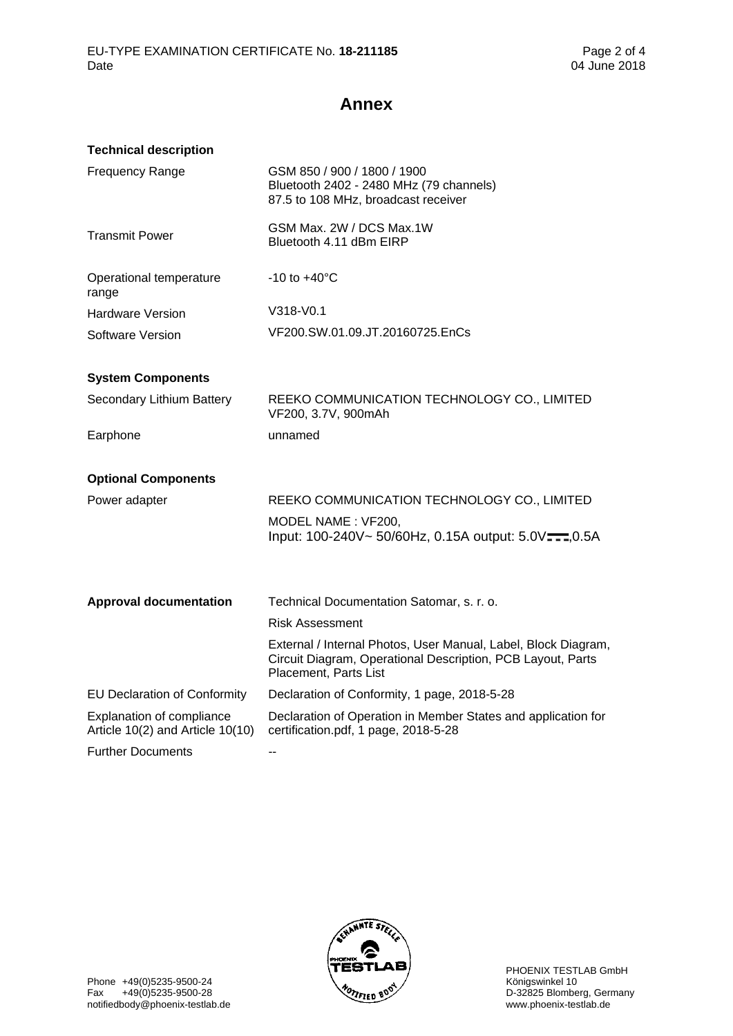EU-TYPE EXAMINATION CERTIFICATE No. **18-211185**
Date 04 June 2018

# Annex

## Technical description

| | |
|---|---|
| Frequency Range | GSM 850 / 900 / 1800 / 1900<br>Bluetooth 2402 - 2480 MHz (79 channels)<br>87.5 to 108 MHz, broadcast receiver |
| Transmit Power | GSM Max. 2W / DCS Max.1W<br>Bluetooth 4.11 dBm EIRP |
| Operational temperature range | -10 to +40°C |
| Hardware Version | V318-V0.1 |
| Software Version | VF200.SW.01.09.JT.20160725.EnCs |

## System Components

| | |
|---|---|
| Secondary Lithium Battery | REEKO COMMUNICATION TECHNOLOGY CO., LIMITED<br>VF200, 3.7V, 900mAh |
| Earphone | unnamed |

## Optional Components

| | |
|---|---|
| Power adapter | REEKO COMMUNICATION TECHNOLOGY CO., LIMITED<br>MODEL NAME : VF200,<br>Input: 100-240V~ 50/60Hz, 0.15A output: 5.0V⎓,0.5A |

| | |
|---|---|
| **Approval documentation** | Technical Documentation Satomar, s. r. o.<br>Risk Assessment<br>External / Internal Photos, User Manual, Label, Block Diagram, Circuit Diagram, Operational Description, PCB Layout, Parts Placement, Parts List |
| EU Declaration of Conformity | Declaration of Conformity, 1 page, 2018-5-28 |
| Explanation of compliance Article 10(2) and Article 10(10) | Declaration of Operation in Member States and application for certification.pdf, 1 page, 2018-5-28 |
| Further Documents | -- |

Phone +49(0)5235-9500-24
Fax +49(0)5235-9500-28
notifiedbody@phoenix-testlab.de

PHOENIX TESTLAB GmbH
Königswinkel 10
D-32825 Blomberg, Germany
www.phoenix-testlab.de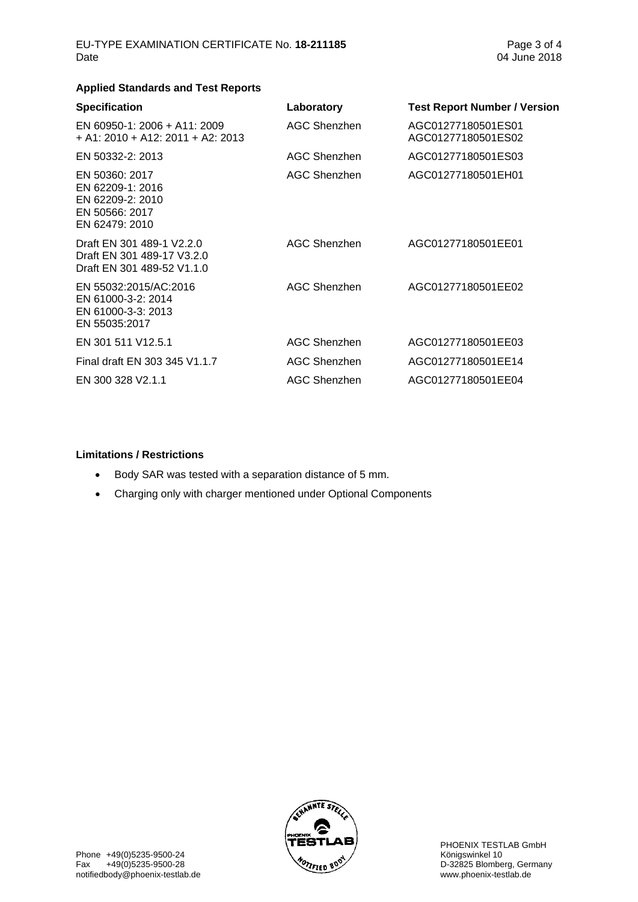### Applied Standards and Test Reports

| Specification | Laboratory | Test Report Number / Version |
| --- | --- | --- |
| EN 60950-1: 2006 + A11: 2009 + A1: 2010 + A12: 2011 + A2: 2013 | AGC Shenzhen | AGC01277180501ES01 AGC01277180501ES02 |
| EN 50332-2: 2013 | AGC Shenzhen | AGC01277180501ES03 |
| EN 50360: 2017 EN 62209-1: 2016 EN 62209-2: 2010 EN 50566: 2017 EN 62479: 2010 | AGC Shenzhen | AGC01277180501EH01 |
| Draft EN 301 489-1 V2.2.0 Draft EN 301 489-17 V3.2.0 Draft EN 301 489-52 V1.1.0 | AGC Shenzhen | AGC01277180501EE01 |
| EN 55032:2015/AC:2016 EN 61000-3-2: 2014 EN 61000-3-3: 2013 EN 55035:2017 | AGC Shenzhen | AGC01277180501EE02 |
| EN 301 511 V12.5.1 | AGC Shenzhen | AGC01277180501EE03 |
| Final draft EN 303 345 V1.1.7 | AGC Shenzhen | AGC01277180501EE14 |
| EN 300 328 V2.1.1 | AGC Shenzhen | AGC01277180501EE04 |

### Limitations / Restrictions

- Body SAR was tested with a separation distance of 5 mm.
- Charging only with charger mentioned under Optional Components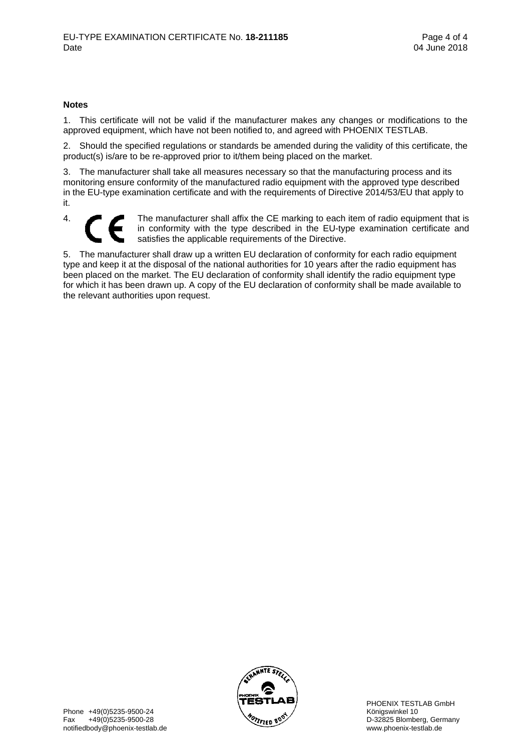**Notes**

1. This certificate will not be valid if the manufacturer makes any changes or modifications to the approved equipment, which have not been notified to, and agreed with PHOENIX TESTLAB.

2. Should the specified regulations or standards be amended during the validity of this certificate, the product(s) is/are to be re-approved prior to it/them being placed on the market.

3. The manufacturer shall take all measures necessary so that the manufacturing process and its monitoring ensure conformity of the manufactured radio equipment with the approved type described in the EU-type examination certificate and with the requirements of Directive 2014/53/EU that apply to it.

4. CE The manufacturer shall affix the CE marking to each item of radio equipment that is in conformity with the type described in the EU-type examination certificate and satisfies the applicable requirements of the Directive.

5. The manufacturer shall draw up a written EU declaration of conformity for each radio equipment type and keep it at the disposal of the national authorities for 10 years after the radio equipment has been placed on the market. The EU declaration of conformity shall identify the radio equipment type for which it has been drawn up. A copy of the EU declaration of conformity shall be made available to the relevant authorities upon request.